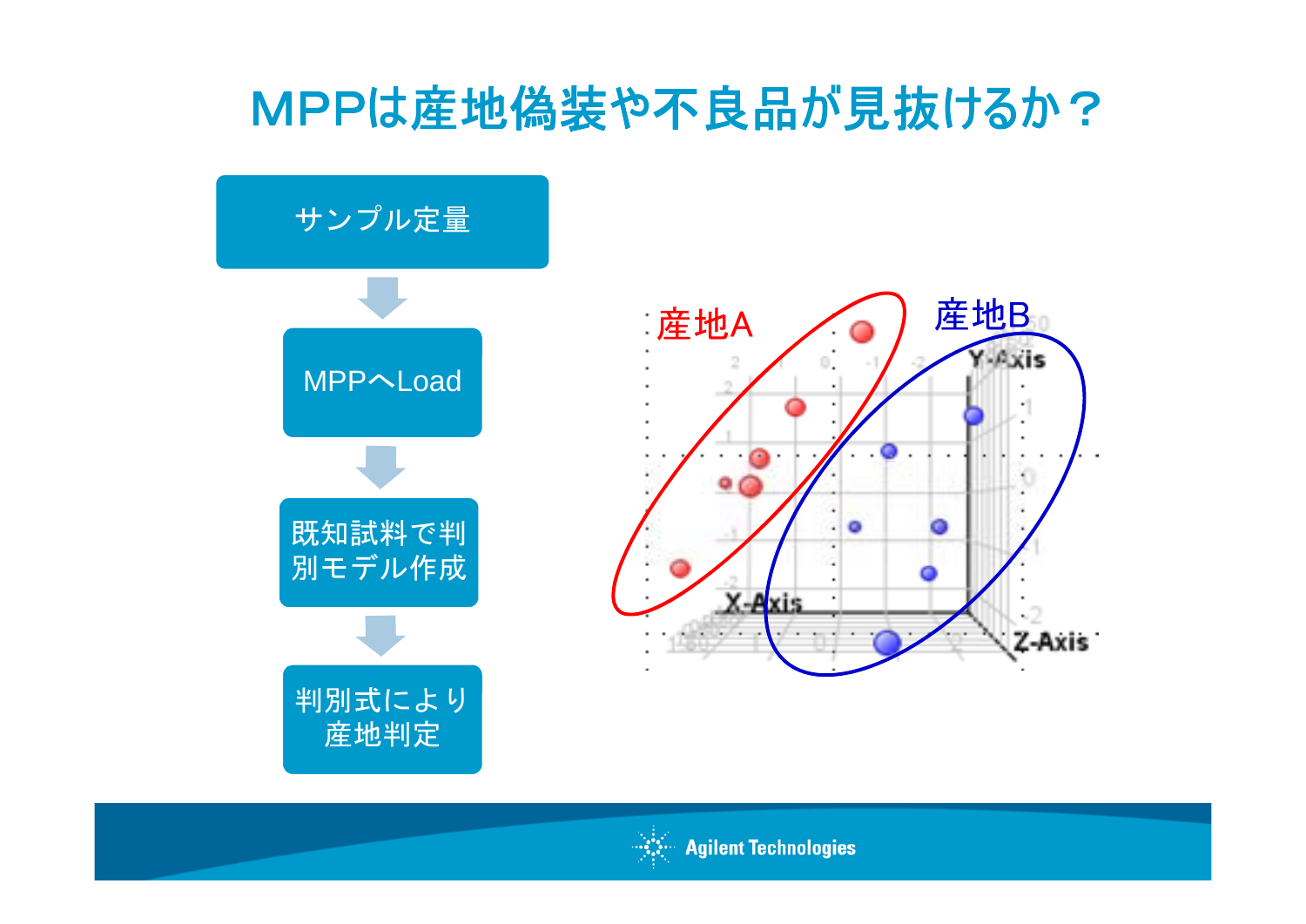# MPPは産地偽装や不良品が見抜けるか？

サンプル定量

MPPへLoad

既知試料で判別モデル作成

判別式により産地判定

産地A

産地B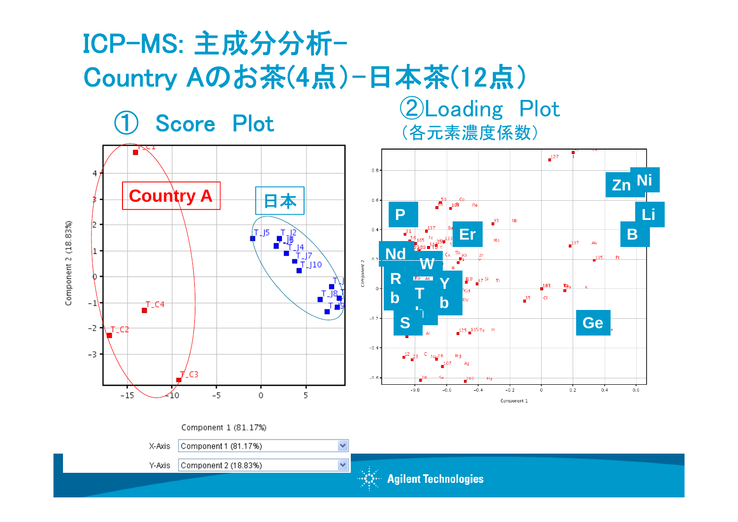# ICP-MS: 主成分分析-
# Country Aのお茶(4点)-日本茶(12点)

## ① Score Plot

Country A

日本

Component 1 (81.17%)

X-Axis: Component 1 (81.17%)

Y-Axis: Component 2 (18.83%)

## ②Loading Plot
(各元素濃度係数)

Zn Ni P Li Er B Nd W R b T Y b S Ge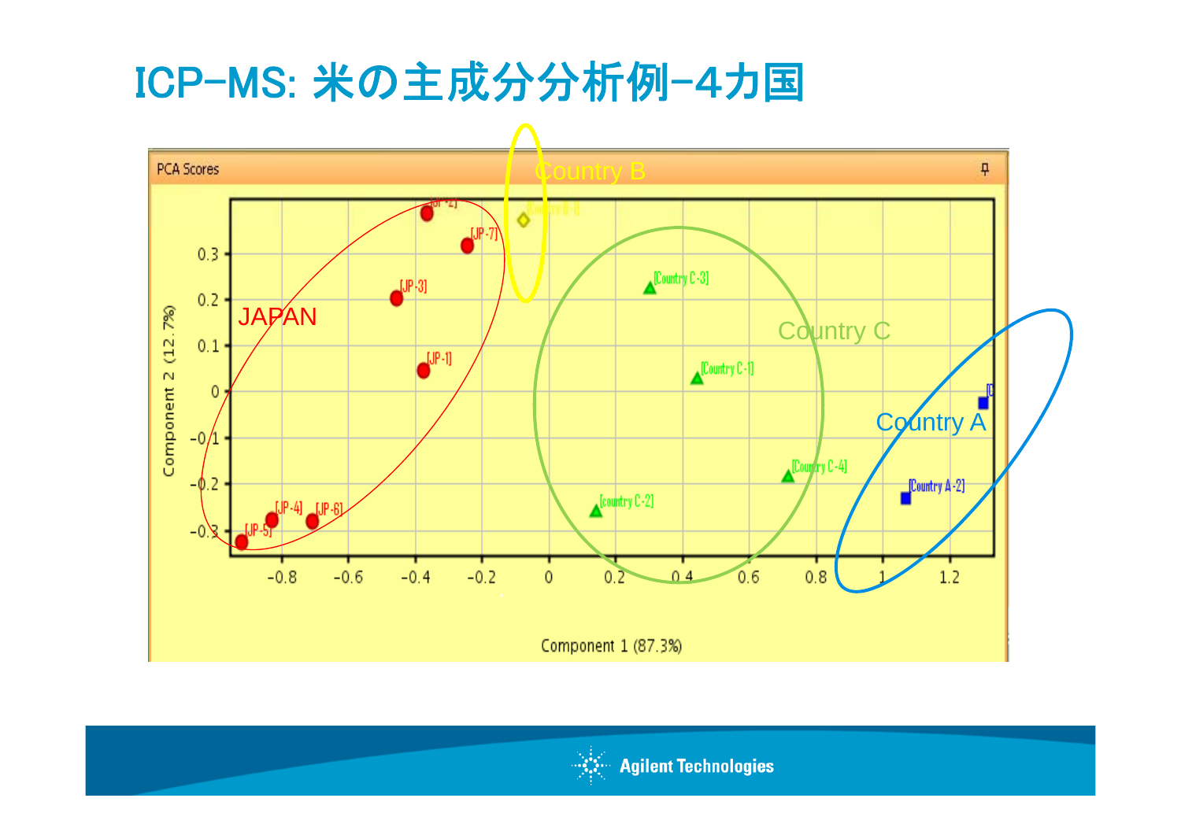# ICP-MS: 米の主成分分析例–4カ国

PCA Scores

Country B

JAPAN

Country C

Country A

[JP-2] [JP-7] [JP-3] [JP-1] [JP-4] [JP-6] [JP-5]

[Country B-1]

[Country C-3] [Country C-1] [Country C-4] [country C-2]

[Country A-2]

Component 2 (12.7%)

Component 1 (87.3%)

0.3, 0.2, 0.1, 0, -0.1, -0.2, -0.3

-0.8, -0.6, -0.4, -0.2, 0, 0.2, 0.4, 0.6, 0.8, 1, 1.2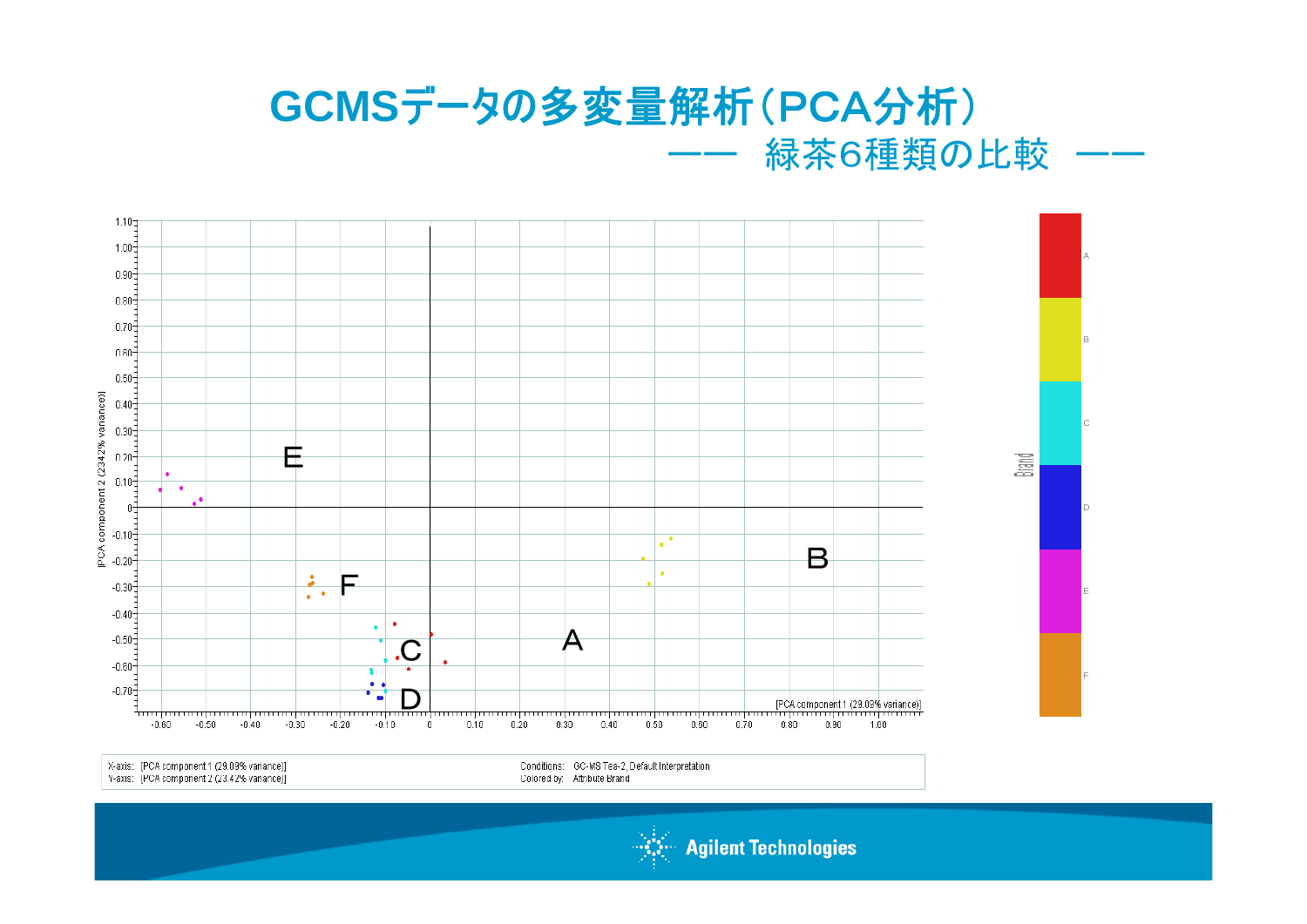# GCMSデータの多変量解析（PCA分析）

## ——　緑茶6種類の比較　——

X-axis: [PCA component 1 (29.09% variance)]
Y-axis: [PCA component 2 (23.42% variance)]

Conditions: GC-MS Tea-2, Default Interpretation
Colored by: Attribute Brand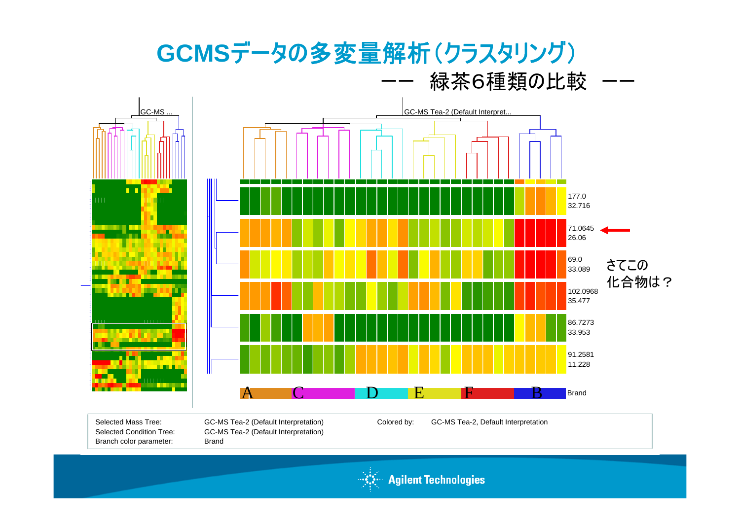# GCMSデータの多変量解析（クラスタリング）

—— 緑茶6種類の比較 ——

GC-MS ...

GC-MS Tea-2 (Default Interpret...

177.0
32.716

71.0645
26.06

69.0
33.089

102.0968
35.477

86.7273
33.953

91.2581
11.228

さてこの化合物は？

A C D E F B Brand

| | | | |
|---|---|---|---|
| Selected Mass Tree: | GC-MS Tea-2 (Default Interpretation) | Colored by: | GC-MS Tea-2, Default Interpretation |
| Selected Condition Tree: | GC-MS Tea-2 (Default Interpretation) | | |
| Branch color parameter: | Brand | | |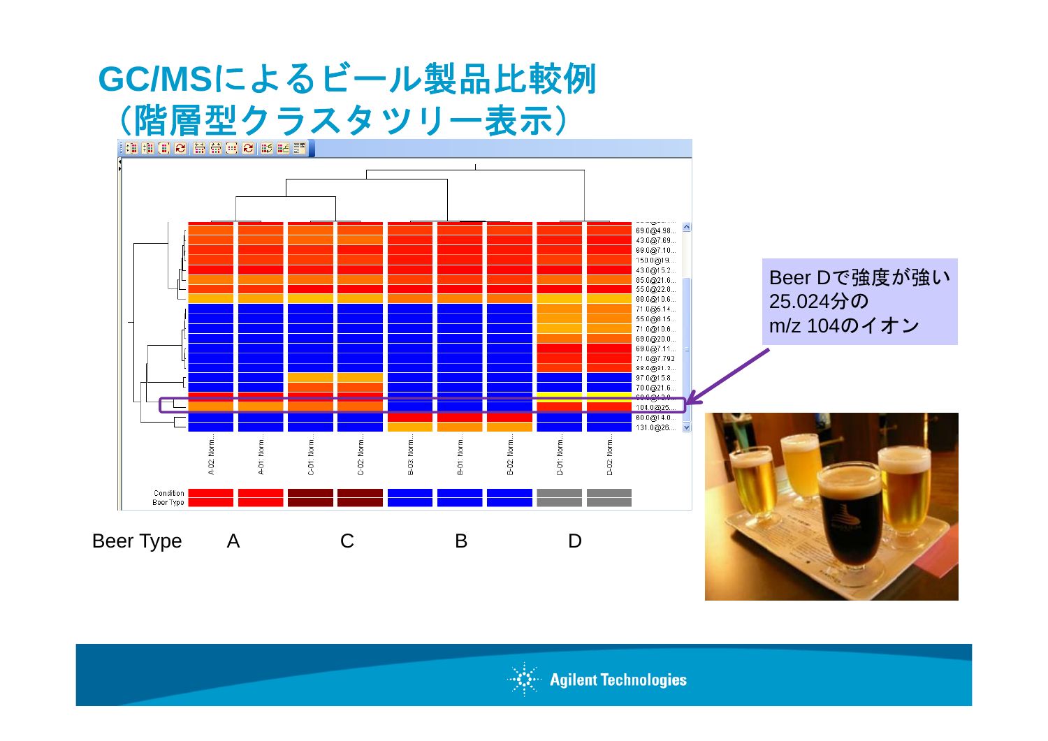# GC/MSによるビール製品比較例（階層型クラスタツリー表示）

Beer Dで強度が強い 25.024分の m/z 104のイオン

Beer Type A C B D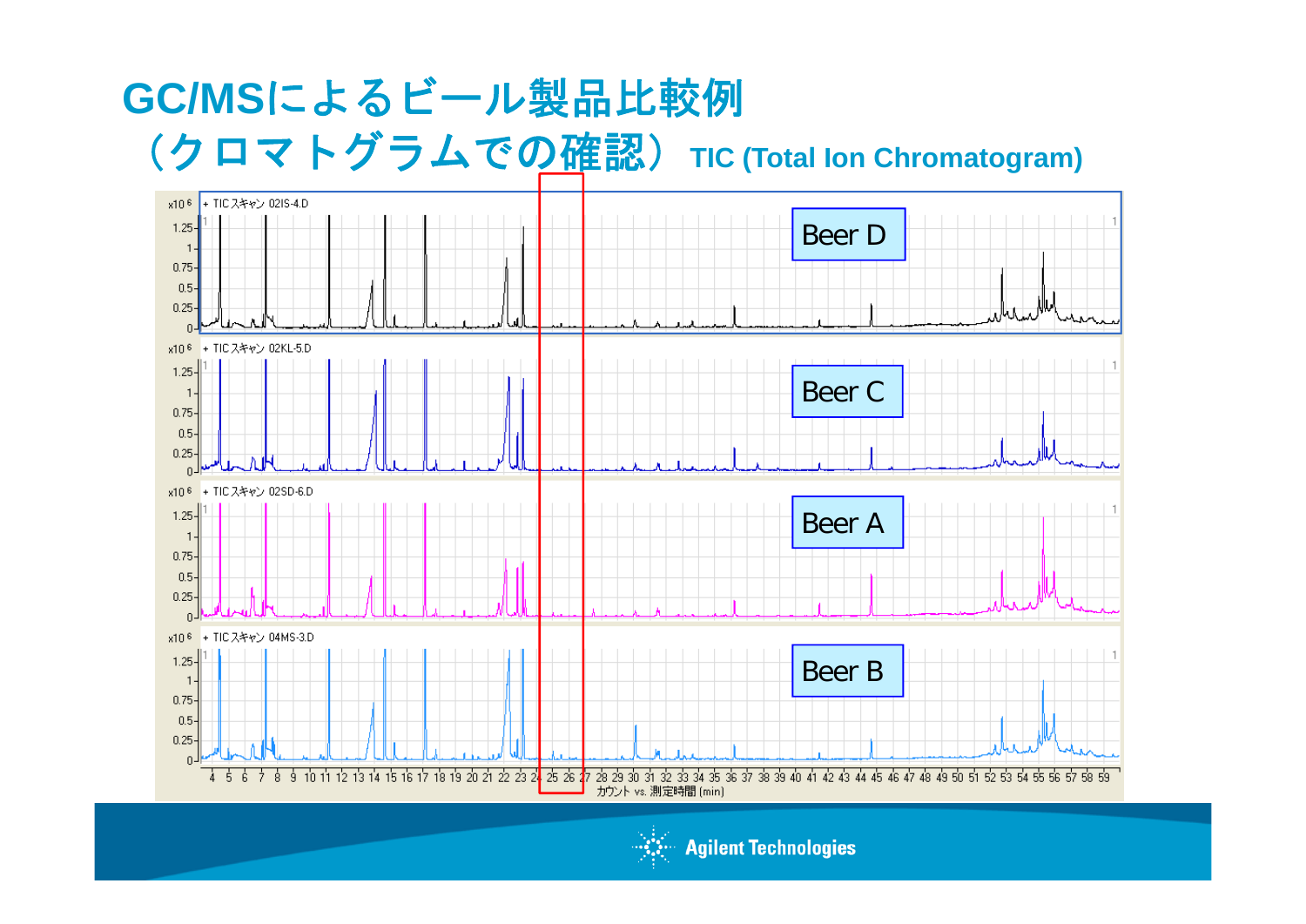# GC/MSによるビール製品比較例

## （クロマトグラムでの確認） TIC (Total Ion Chromatogram)

x10 6 + TIC スキャン 02IS-4.D — Beer D

x10 6 + TIC スキャン 02KL-5.D — Beer C

x10 6 + TIC スキャン 02SD-6.D — Beer A

x10 6 + TIC スキャン 04MS-3.D — Beer B

カウント vs. 測定時間 (min)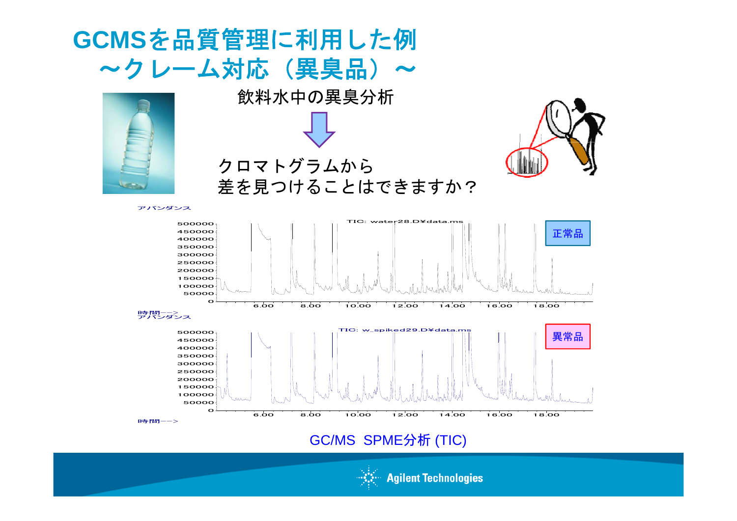# GCMSを品質管理に利用した例
## ～クレーム対応（異臭品）～

飲料水中の異臭分析

クロマトグラムから
差を見つけることはできますか？

アバンダンス

TIC: water28.D¥data.ms

正常品

時間-->

アバンダンス

TIC: w_spiked29.D¥data.ms

異常品

時間-->

GC/MS SPME分析 (TIC)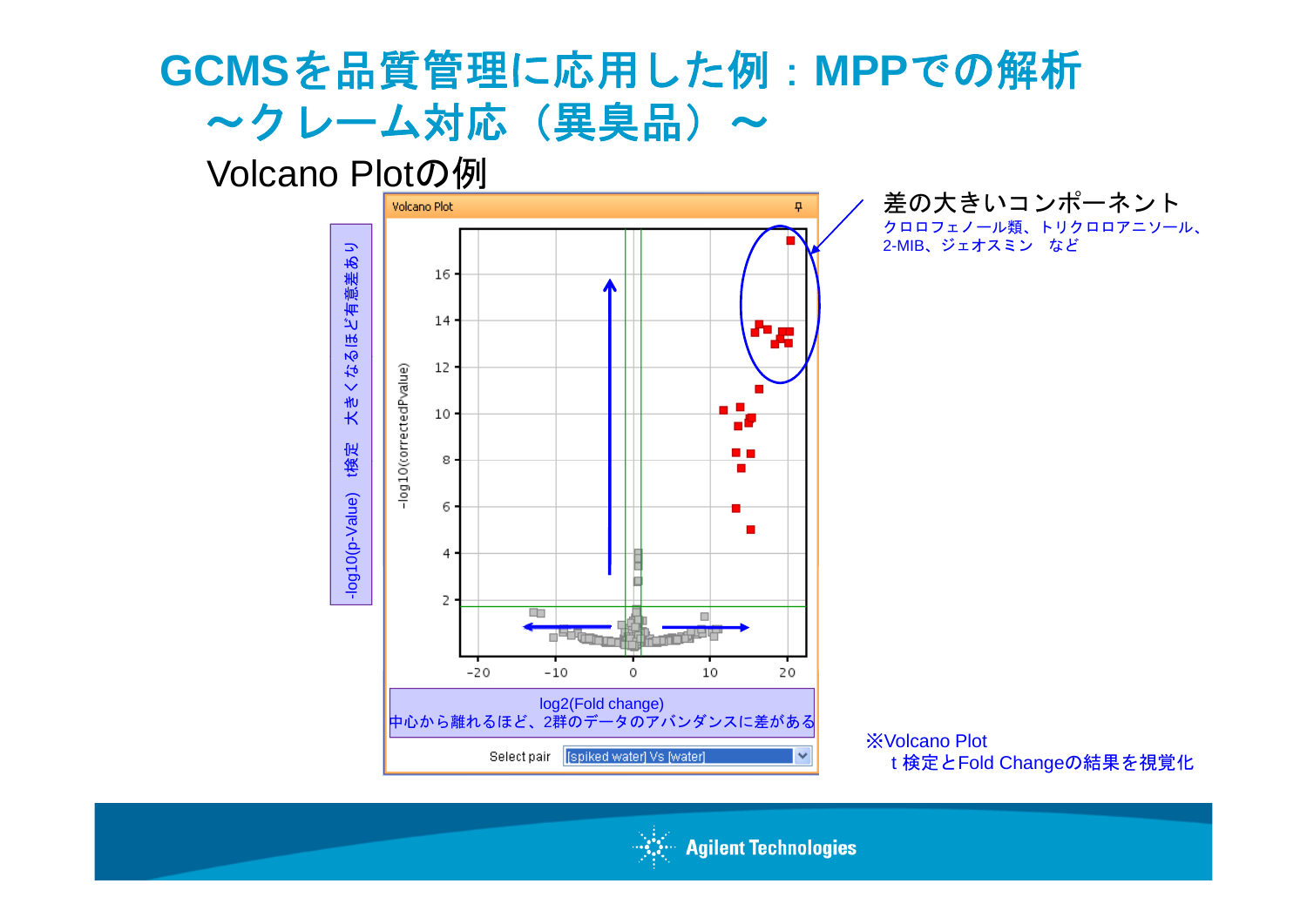# GCMSを品質管理に応用した例：MPPでの解析 ～クレーム対応（異臭品）～

Volcano Plotの例

Volcano Plot

-log10(p-Value)　t検定　大きくなるほど有意差あり

-log10(correctedPvalue)

16
14
12
10
8
6
4
2

-20
-10
0
10
20

log2(Fold change)
中心から離れるほど、2群のデータのアバンダンスに差がある

Select pair　[spiked water] Vs [water]

差の大きいコンポーネント
クロロフェノール類、トリクロロアニソール、2-MIB、ジェオスミン　など

※Volcano Plot
　t 検定とFold Changeの結果を視覚化